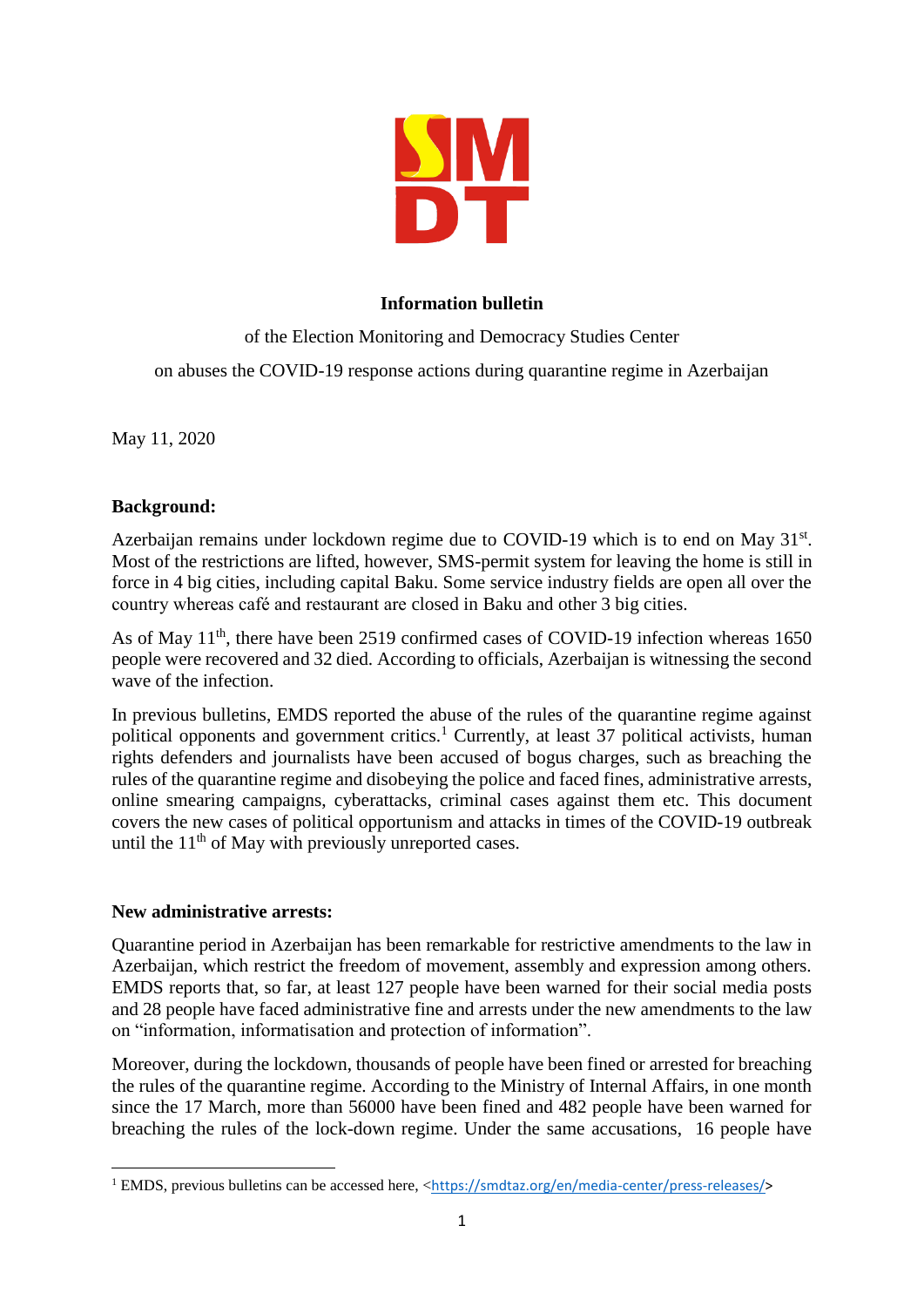**Information bulletin**

of the Election Monitoring and Democracy Studies Center

on abuses the COVID-19 response actions during quarantine regime in Azerbaijan

May 11, 2020

**Background:**

Azerbaijan remains under lockdown regime due to COVID-19 which is to end on May 31st. Most of the restrictions are lifted, however, SMS-permit system for leaving the home is still in force in 4 big cities, including capital Baku. Some service industry fields are open all over the country whereas café and restaurant are closed in Baku and other 3 big cities.

As of May 11th, there have been 2519 confirmed cases of COVID-19 infection whereas 1650 people were recovered and 32 died. According to officials, Azerbaijan is witnessing the second wave of the infection.

In previous bulletins, EMDS reported the abuse of the rules of the quarantine regime against political opponents and government critics.[1] Currently, at least 37 political activists, human rights defenders and journalists have been accused of bogus charges, such as breaching the rules of the quarantine regime and disobeying the police and faced fines, administrative arrests, online smearing campaigns, cyberattacks, criminal cases against them etc. This document covers the new cases of political opportunism and attacks in times of the COVID-19 outbreak until the 11th of May with previously unreported cases.

**New administrative arrests:**

Quarantine period in Azerbaijan has been remarkable for restrictive amendments to the law in Azerbaijan, which restrict the freedom of movement, assembly and expression among others. EMDS reports that, so far, at least 127 people have been warned for their social media posts and 28 people have faced administrative fine and arrests under the new amendments to the law on "information, informatisation and protection of information".

Moreover, during the lockdown, thousands of people have been fined or arrested for breaching the rules of the quarantine regime. According to the Ministry of Internal Affairs, in one month since the 17 March, more than 56000 have been fined and 482 people have been warned for breaching the rules of the lock-down regime. Under the same accusations, 16 people have

[1] EMDS, previous bulletins can be accessed here, <https://smdtaz.org/en/media-center/press-releases/>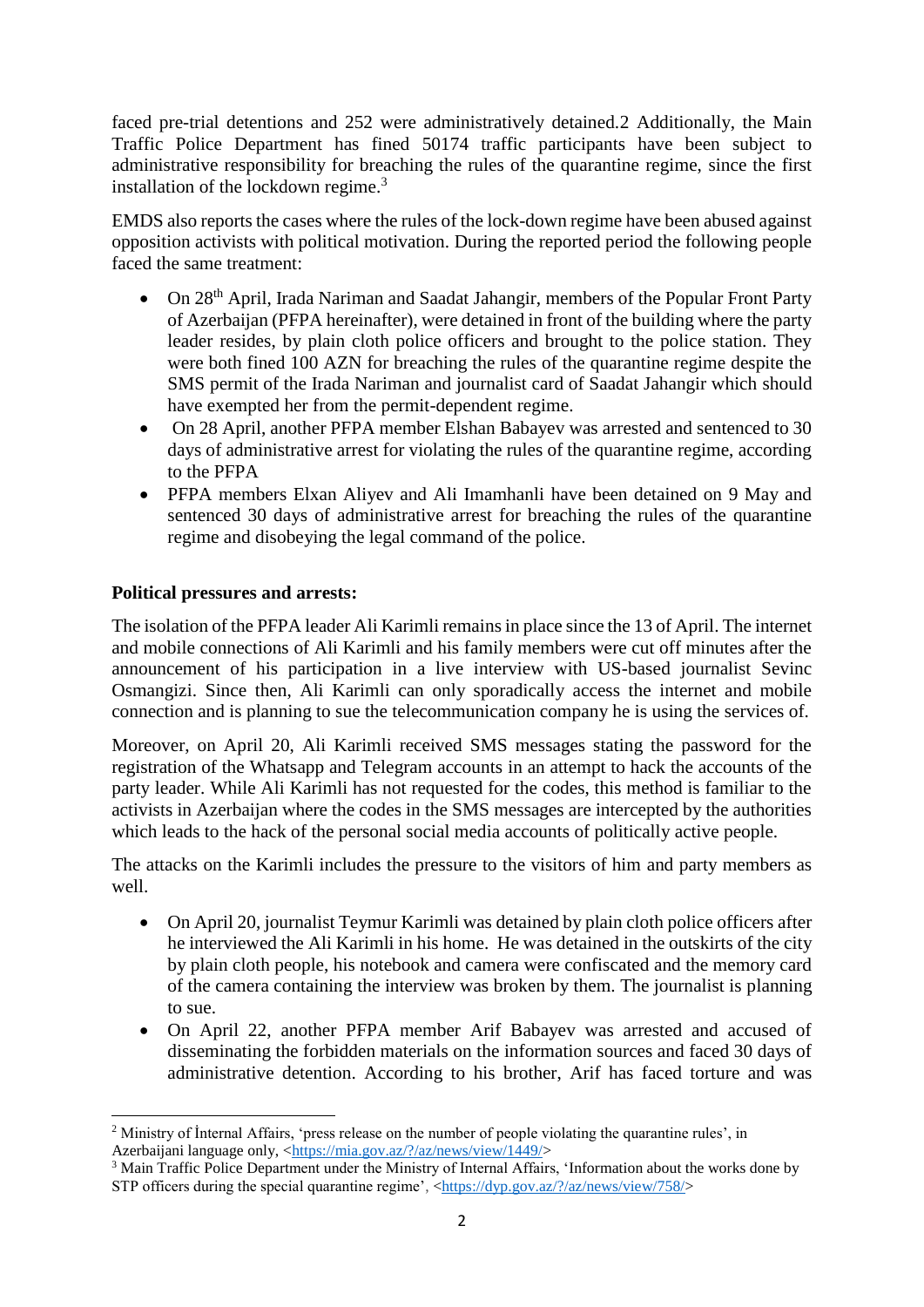faced pre-trial detentions and 252 were administratively detained.2 Additionally, the Main Traffic Police Department has fined 50174 traffic participants have been subject to administrative responsibility for breaching the rules of the quarantine regime, since the first installation of the lockdown regime.[3]

EMDS also reports the cases where the rules of the lock-down regime have been abused against opposition activists with political motivation. During the reported period the following people faced the same treatment:

- On 28th April, Irada Nariman and Saadat Jahangir, members of the Popular Front Party of Azerbaijan (PFPA hereinafter), were detained in front of the building where the party leader resides, by plain cloth police officers and brought to the police station. They were both fined 100 AZN for breaching the rules of the quarantine regime despite the SMS permit of the Irada Nariman and journalist card of Saadat Jahangir which should have exempted her from the permit-dependent regime.
- On 28 April, another PFPA member Elshan Babayev was arrested and sentenced to 30 days of administrative arrest for violating the rules of the quarantine regime, according to the PFPA
- PFPA members Elxan Aliyev and Ali Imamhanli have been detained on 9 May and sentenced 30 days of administrative arrest for breaching the rules of the quarantine regime and disobeying the legal command of the police.

**Political pressures and arrests:**

The isolation of the PFPA leader Ali Karimli remains in place since the 13 of April. The internet and mobile connections of Ali Karimli and his family members were cut off minutes after the announcement of his participation in a live interview with US-based journalist Sevinc Osmangizi. Since then, Ali Karimli can only sporadically access the internet and mobile connection and is planning to sue the telecommunication company he is using the services of.

Moreover, on April 20, Ali Karimli received SMS messages stating the password for the registration of the Whatsapp and Telegram accounts in an attempt to hack the accounts of the party leader. While Ali Karimli has not requested for the codes, this method is familiar to the activists in Azerbaijan where the codes in the SMS messages are intercepted by the authorities which leads to the hack of the personal social media accounts of politically active people.

The attacks on the Karimli includes the pressure to the visitors of him and party members as well.

- On April 20, journalist Teymur Karimli was detained by plain cloth police officers after he interviewed the Ali Karimli in his home. He was detained in the outskirts of the city by plain cloth people, his notebook and camera were confiscated and the memory card of the camera containing the interview was broken by them. The journalist is planning to sue.
- On April 22, another PFPA member Arif Babayev was arrested and accused of disseminating the forbidden materials on the information sources and faced 30 days of administrative detention. According to his brother, Arif has faced torture and was

[2] Ministry of İnternal Affairs, 'press release on the number of people violating the quarantine rules', in Azerbaijani language only, <https://mia.gov.az/?/az/news/view/1449/>

[3] Main Traffic Police Department under the Ministry of Internal Affairs, 'Information about the works done by STP officers during the special quarantine regime', <https://dyp.gov.az/?/az/news/view/758/>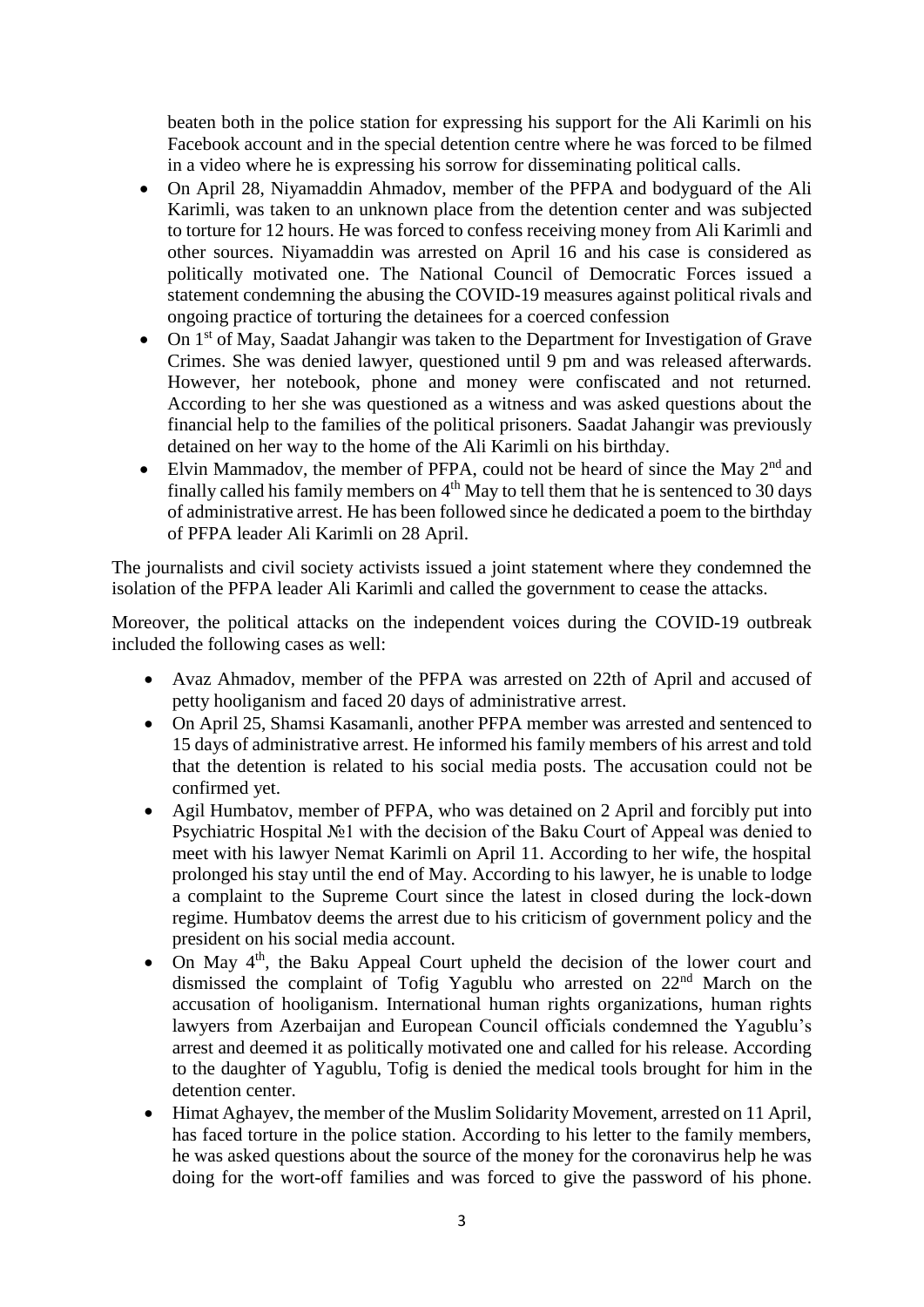beaten both in the police station for expressing his support for the Ali Karimli on his Facebook account and in the special detention centre where he was forced to be filmed in a video where he is expressing his sorrow for disseminating political calls.

- On April 28, Niyamaddin Ahmadov, member of the PFPA and bodyguard of the Ali Karimli, was taken to an unknown place from the detention center and was subjected to torture for 12 hours. He was forced to confess receiving money from Ali Karimli and other sources. Niyamaddin was arrested on April 16 and his case is considered as politically motivated one. The National Council of Democratic Forces issued a statement condemning the abusing the COVID-19 measures against political rivals and ongoing practice of torturing the detainees for a coerced confession
- On 1st of May, Saadat Jahangir was taken to the Department for Investigation of Grave Crimes. She was denied lawyer, questioned until 9 pm and was released afterwards. However, her notebook, phone and money were confiscated and not returned. According to her she was questioned as a witness and was asked questions about the financial help to the families of the political prisoners. Saadat Jahangir was previously detained on her way to the home of the Ali Karimli on his birthday.
- Elvin Mammadov, the member of PFPA, could not be heard of since the May 2nd and finally called his family members on 4th May to tell them that he is sentenced to 30 days of administrative arrest. He has been followed since he dedicated a poem to the birthday of PFPA leader Ali Karimli on 28 April.

The journalists and civil society activists issued a joint statement where they condemned the isolation of the PFPA leader Ali Karimli and called the government to cease the attacks.

Moreover, the political attacks on the independent voices during the COVID-19 outbreak included the following cases as well:

- Avaz Ahmadov, member of the PFPA was arrested on 22th of April and accused of petty hooliganism and faced 20 days of administrative arrest.
- On April 25, Shamsi Kasamanli, another PFPA member was arrested and sentenced to 15 days of administrative arrest. He informed his family members of his arrest and told that the detention is related to his social media posts. The accusation could not be confirmed yet.
- Agil Humbatov, member of PFPA, who was detained on 2 April and forcibly put into Psychiatric Hospital №1 with the decision of the Baku Court of Appeal was denied to meet with his lawyer Nemat Karimli on April 11. According to her wife, the hospital prolonged his stay until the end of May. According to his lawyer, he is unable to lodge a complaint to the Supreme Court since the latest in closed during the lock-down regime. Humbatov deems the arrest due to his criticism of government policy and the president on his social media account.
- On May 4th, the Baku Appeal Court upheld the decision of the lower court and dismissed the complaint of Tofig Yagublu who arrested on 22nd March on the accusation of hooliganism. International human rights organizations, human rights lawyers from Azerbaijan and European Council officials condemned the Yagublu's arrest and deemed it as politically motivated one and called for his release. According to the daughter of Yagublu, Tofig is denied the medical tools brought for him in the detention center.
- Himat Aghayev, the member of the Muslim Solidarity Movement, arrested on 11 April, has faced torture in the police station. According to his letter to the family members, he was asked questions about the source of the money for the coronavirus help he was doing for the wort-off families and was forced to give the password of his phone.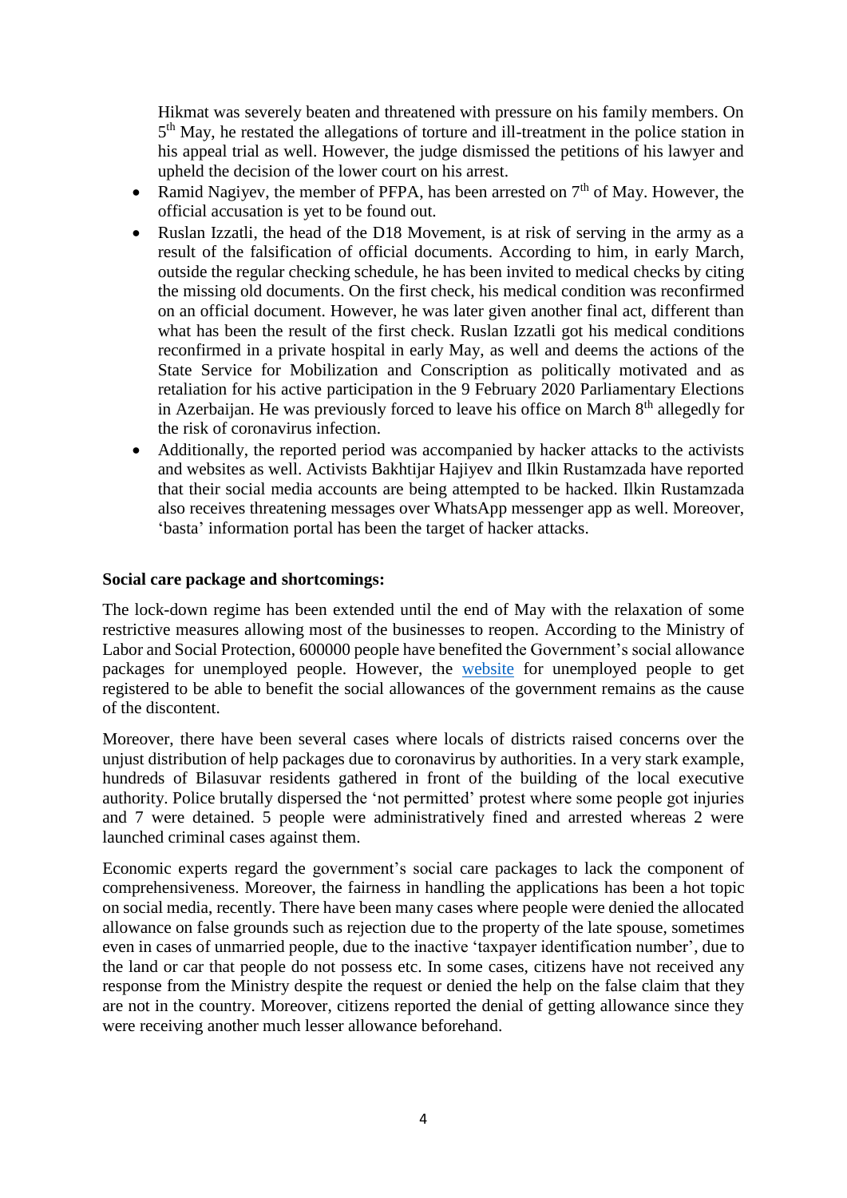Hikmat was severely beaten and threatened with pressure on his family members. On 5th May, he restated the allegations of torture and ill-treatment in the police station in his appeal trial as well. However, the judge dismissed the petitions of his lawyer and upheld the decision of the lower court on his arrest.

- Ramid Nagiyev, the member of PFPA, has been arrested on 7th of May. However, the official accusation is yet to be found out.
- Ruslan Izzatli, the head of the D18 Movement, is at risk of serving in the army as a result of the falsification of official documents. According to him, in early March, outside the regular checking schedule, he has been invited to medical checks by citing the missing old documents. On the first check, his medical condition was reconfirmed on an official document. However, he was later given another final act, different than what has been the result of the first check. Ruslan Izzatli got his medical conditions reconfirmed in a private hospital in early May, as well and deems the actions of the State Service for Mobilization and Conscription as politically motivated and as retaliation for his active participation in the 9 February 2020 Parliamentary Elections in Azerbaijan. He was previously forced to leave his office on March 8th allegedly for the risk of coronavirus infection.
- Additionally, the reported period was accompanied by hacker attacks to the activists and websites as well. Activists Bakhtijar Hajiyev and Ilkin Rustamzada have reported that their social media accounts are being attempted to be hacked. Ilkin Rustamzada also receives threatening messages over WhatsApp messenger app as well. Moreover, 'basta' information portal has been the target of hacker attacks.

**Social care package and shortcomings:**

The lock-down regime has been extended until the end of May with the relaxation of some restrictive measures allowing most of the businesses to reopen. According to the Ministry of Labor and Social Protection, 600000 people have benefited the Government's social allowance packages for unemployed people. However, the website for unemployed people to get registered to be able to benefit the social allowances of the government remains as the cause of the discontent.

Moreover, there have been several cases where locals of districts raised concerns over the unjust distribution of help packages due to coronavirus by authorities. In a very stark example, hundreds of Bilasuvar residents gathered in front of the building of the local executive authority. Police brutally dispersed the 'not permitted' protest where some people got injuries and 7 were detained. 5 people were administratively fined and arrested whereas 2 were launched criminal cases against them.

Economic experts regard the government's social care packages to lack the component of comprehensiveness. Moreover, the fairness in handling the applications has been a hot topic on social media, recently. There have been many cases where people were denied the allocated allowance on false grounds such as rejection due to the property of the late spouse, sometimes even in cases of unmarried people, due to the inactive 'taxpayer identification number', due to the land or car that people do not possess etc. In some cases, citizens have not received any response from the Ministry despite the request or denied the help on the false claim that they are not in the country. Moreover, citizens reported the denial of getting allowance since they were receiving another much lesser allowance beforehand.